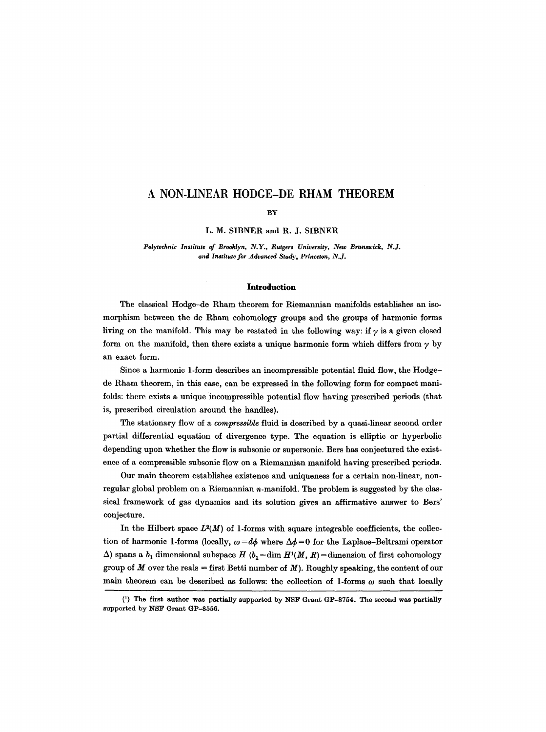# A NON-LINEAR HODGE–DE RHAM THEOREM

BY

L. M. SIBNER and R. J. SIBNER

*Polytechnic Institute of Brooklyn, N.Y., Rutgers University, New Brunswick, N.J. and Institute for Advanced Study, Princeton, N.J.*

## Introduction

The classical Hodge–de Rham theorem for Riemannian manifolds establishes an isomorphism between the de Rham cohomology groups and the groups of harmonic forms living on the manifold. This may be restated in the following way: if $\gamma$ is a given closed form on the manifold, then there exists a unique harmonic form which differs from $\gamma$ by an exact form.

Since a harmonic 1-form describes an incompressible potential fluid flow, the Hodge–de Rham theorem, in this case, can be expressed in the following form for compact manifolds: there exists a unique incompressible potential flow having prescribed periods (that is, prescribed circulation around the handles).

The stationary flow of a *compressible* fluid is described by a quasi-linear second order partial differential equation of divergence type. The equation is elliptic or hyperbolic depending upon whether the flow is subsonic or supersonic. Bers has conjectured the existence of a compressible subsonic flow on a Riemannian manifold having prescribed periods.

Our main theorem establishes existence and uniqueness for a certain non-linear, non-regular global problem on a Riemannian $n$-manifold. The problem is suggested by the classical framework of gas dynamics and its solution gives an affirmative answer to Bers' conjecture.

In the Hilbert space $L^2(M)$ of 1-forms with square integrable coefficients, the collection of harmonic 1-forms (locally, $\omega = d\phi$ where $\Delta\phi = 0$ for the Laplace–Beltrami operator $\Delta$) spans a $b_1$ dimensional subspace $H$ ($b_1 = \dim H^1(M, R)$ = dimension of first cohomology group of $M$ over the reals = first Betti number of $M$). Roughly speaking, the content of our main theorem can be described as follows: the collection of 1-forms $\omega$ such that locally

---

[1] The first author was partially supported by NSF Grant GP-8754. The second was partially supported by NSF Grant GP-8556.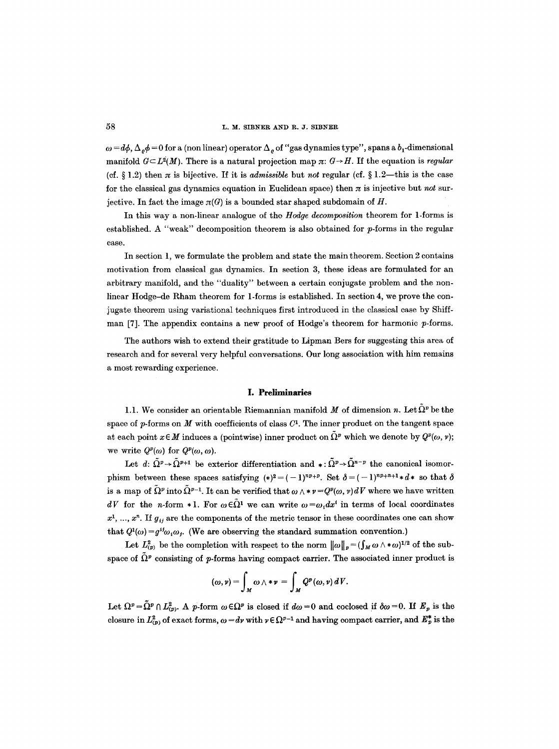$\omega = d\phi$, $\Delta_\varrho \phi = 0$ for a (non linear) operator $\Delta_\varrho$ of "gas dynamics type", spans a $b_1$-dimensional manifold $G \subset L^2(M)$. There is a natural projection map $\pi\colon G \to H$. If the equation is *regular* (cf. § 1.2) then $\pi$ is bijective. If it is *admissible* but *not* regular (cf. § 1.2—this is the case for the classical gas dynamics equation in Euclidean space) then $\pi$ is injective but *not* surjective. In fact the image $\pi(G)$ is a bounded star shaped subdomain of $H$.

In this way a non-linear analogue of the *Hodge decomposition* theorem for 1-forms is established. A "weak" decomposition theorem is also obtained for $p$-forms in the regular case.

In section 1, we formulate the problem and state the main theorem. Section 2 contains motivation from classical gas dynamics. In section 3, these ideas are formulated for an arbitrary manifold, and the "duality" between a certain conjugate problem and the non-linear Hodge–de Rham theorem for 1-forms is established. In section 4, we prove the conjugate theorem using variational techniques first introduced in the classical case by Shiffman [7]. The appendix contains a new proof of Hodge's theorem for harmonic $p$-forms.

The authors wish to extend their gratitude to Lipman Bers for suggesting this area of research and for several very helpful conversations. Our long association with him remains a most rewarding experience.

## I. Preliminaries

1.1. We consider an orientable Riemannian manifold $M$ of dimension $n$. Let $\tilde{\Omega}^p$ be the space of $p$-forms on $M$ with coefficients of class $C^1$. The inner product on the tangent space at each point $x \in M$ induces a (pointwise) inner product on $\tilde{\Omega}^p$ which we denote by $Q^p(\omega, \nu)$; we write $Q^p(\omega)$ for $Q^p(\omega, \omega)$.

Let $d\colon \tilde{\Omega}^p \to \tilde{\Omega}^{p+1}$ be exterior differentiation and $*\colon \tilde{\Omega}^p \to \tilde{\Omega}^{n-p}$ the canonical isomorphism between these spaces satisfying $(*)^2 = (-1)^{np+p}$. Set $\delta = (-1)^{np+n+1} * d *$ so that $\delta$ is a map of $\tilde{\Omega}^p$ into $\tilde{\Omega}^{p-1}$. It can be verified that $\omega \wedge * \nu = Q^p(\omega, \nu)\, dV$ where we have written $dV$ for the $n$-form $*1$. For $\omega \in \tilde{\Omega}^1$ we can write $\omega = \omega_i dx^i$ in terms of local coordinates $x^1, \dots, x^n$. If $g_{ij}$ are the components of the metric tensor in these coordinates one can show that $Q^1(\omega) = g^{ij}\omega_i \omega_j$. (We are observing the standard summation convention.)

Let $L^2_{(p)}$ be the completion with respect to the norm $\|\omega\|_p = (\int_M \omega \wedge * \omega)^{1/2}$ of the subspace of $\tilde{\Omega}^p$ consisting of $p$-forms having compact carrier. The associated inner product is

$$(\omega, \nu) = \int_M \omega \wedge * \nu = \int_M Q^p(\omega, \nu)\, dV.$$

Let $\Omega^p = \tilde{\Omega}^p \cap L^2_{(p)}$. A $p$-form $\omega \in \Omega^p$ is closed if $d\omega = 0$ and coclosed if $\delta\omega = 0$. If $E_p$ is the closure in $L^2_{(p)}$ of exact forms, $\omega = d\nu$ with $\nu \in \Omega^{p-1}$ and having compact carrier, and $E_p^*$ is the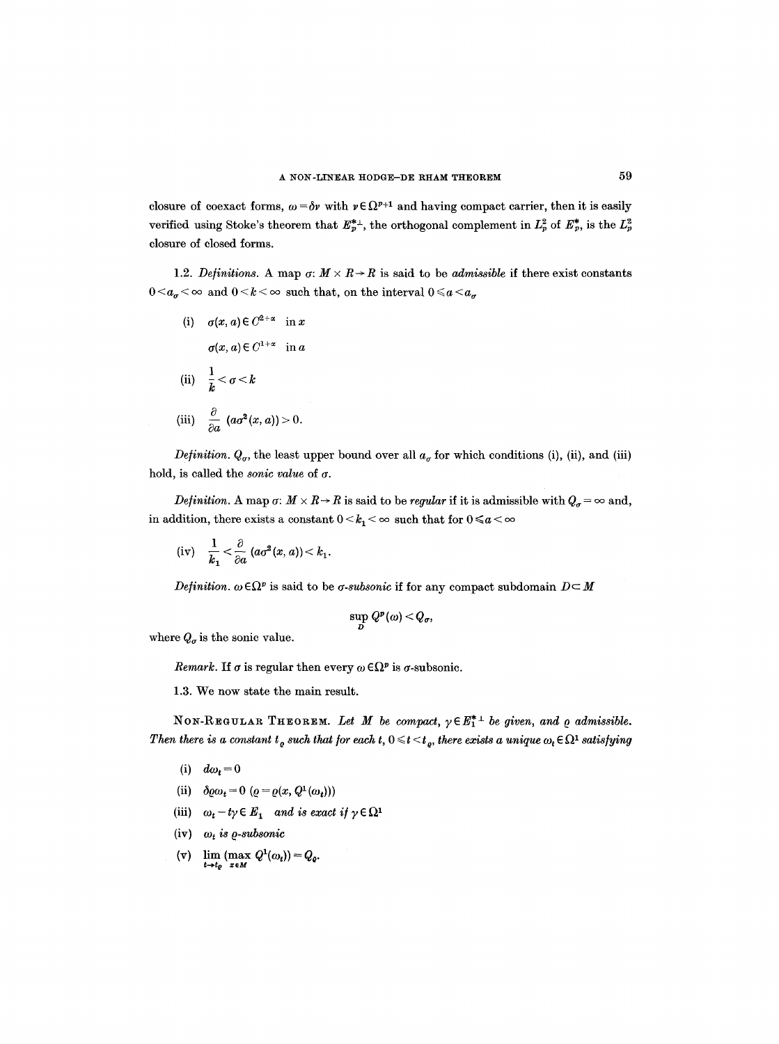closure of coexact forms, $\omega = \delta\nu$ with $\nu \in \Omega^{p+1}$ and having compact carrier, then it is easily verified using Stoke's theorem that $E_p^{*\perp}$, the orthogonal complement in $L_p^2$ of $E_p^*$, is the $L_p^2$ closure of closed forms.

1.2. *Definitions.* A map $\sigma: M \times R \to R$ is said to be *admissible* if there exist constants $0 < a_\sigma < \infty$ and $0 < k < \infty$ such that, on the interval $0 \leqslant a < a_\sigma$

(i) $\sigma(x, a) \in C^{2+\alpha}$ in $x$

$\sigma(x, a) \in C^{1+\alpha}$ in $a$

(ii) $\dfrac{1}{k} < \sigma < k$

(iii) $\dfrac{\partial}{\partial a}(a\sigma^2(x, a)) > 0.$

*Definition.* $Q_\sigma$, the least upper bound over all $a_\sigma$ for which conditions (i), (ii), and (iii) hold, is called the *sonic value* of $\sigma$.

*Definition.* A map $\sigma: M \times R \to R$ is said to be *regular* if it is admissible with $Q_\sigma = \infty$ and, in addition, there exists a constant $0 < k_1 < \infty$ such that for $0 \leqslant a < \infty$

(iv) $\dfrac{1}{k_1} < \dfrac{\partial}{\partial a}(a\sigma^2(x, a)) < k_1.$

*Definition.* $\omega \in \Omega^p$ is said to be *$\sigma$-subsonic* if for any compact subdomain $D \subset M$

$$\sup_D Q^p(\omega) < Q_\sigma,$$

where $Q_\sigma$ is the sonic value.

*Remark.* If $\sigma$ is regular then every $\omega \in \Omega^p$ is $\sigma$-subsonic.

1.3. We now state the main result.

Non-Regular Theorem. *Let $M$ be compact, $\gamma \in E_1^{*\perp}$ be given, and $\varrho$ admissible. Then there is a constant $t_\varrho$ such that for each $t$, $0 \leqslant t < t_\varrho$, there exists a unique $\omega_t \in \Omega^1$ satisfying*

(i) $d\omega_t = 0$

(ii) $\delta\varrho\omega_t = 0$ $(\varrho = \varrho(x, Q^1(\omega_t)))$

(iii) $\omega_t - t\gamma \in E_1$ *and is exact if* $\gamma \in \Omega^1$

(iv) $\omega_t$ *is $\varrho$-subsonic*

(v) $\lim_{t \to t_\varrho} (\max_{x \in M} Q^1(\omega_t)) = Q_\varrho.$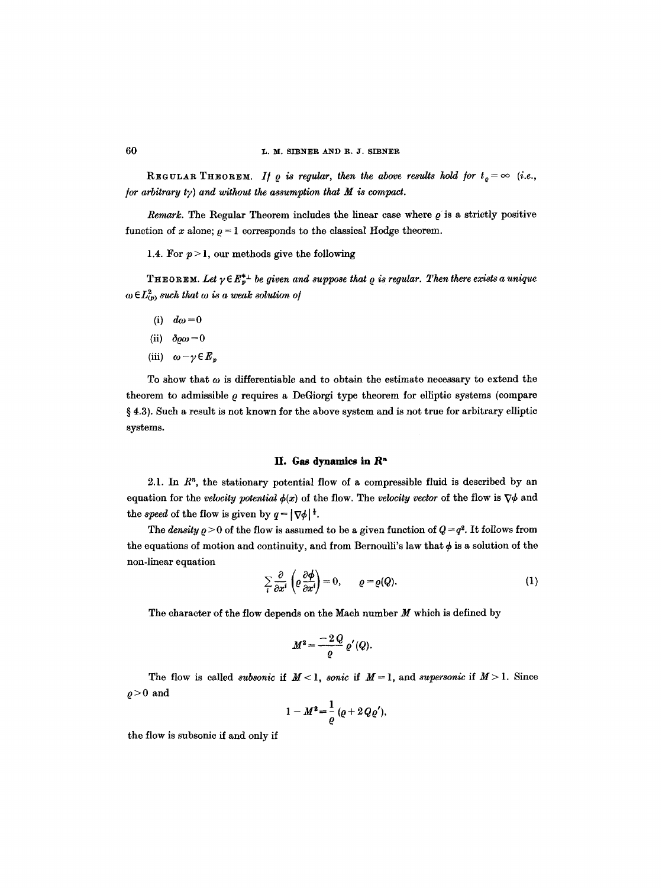**Regular Theorem.** *If $\varrho$ is regular, then the above results hold for $t_\varrho = \infty$ (i.e., for arbitrary $t\gamma$) and without the assumption that $M$ is compact.*

*Remark.* The Regular Theorem includes the linear case where $\varrho$ is a strictly positive function of $x$ alone; $\varrho = 1$ corresponds to the classical Hodge theorem.

1.4. For $p > 1$, our methods give the following

**Theorem.** *Let $\gamma \in E_p^{*\perp}$ be given and suppose that $\varrho$ is regular. Then there exists a unique $\omega \in L^2_{(p)}$ such that $\omega$ is a weak solution of*

(i) $d\omega = 0$

(ii) $\delta\varrho\omega = 0$

(iii) $\omega - \gamma \in E_p$

To show that $\omega$ is differentiable and to obtain the estimate necessary to extend the theorem to admissible $\varrho$ requires a DeGiorgi type theorem for elliptic systems (compare § 4.3). Such a result is not known for the above system and is not true for arbitrary elliptic systems.

## II. Gas dynamics in $R^n$

2.1. In $R^n$, the stationary potential flow of a compressible fluid is described by an equation for the *velocity potential* $\phi(x)$ of the flow. The *velocity vector* of the flow is $\nabla\phi$ and the *speed* of the flow is given by $q = |\nabla\phi|^{\frac{1}{2}}$.

The *density* $\varrho > 0$ of the flow is assumed to be a given function of $Q = q^2$. It follows from the equations of motion and continuity, and from Bernoulli's law that $\phi$ is a solution of the non-linear equation

$$\sum_i \frac{\partial}{\partial x^i}\left(\varrho \frac{\partial \phi}{\partial x^i}\right) = 0, \qquad \varrho = \varrho(Q). \tag{1}$$

The character of the flow depends on the Mach number $M$ which is defined by

$$M^2 = \frac{-2Q}{\varrho}\varrho'(Q).$$

The flow is called *subsonic* if $M < 1$, *sonic* if $M = 1$, and *supersonic* if $M > 1$. Since $\varrho > 0$ and

$$1 - M^2 = \frac{1}{\varrho}(\varrho + 2Q\varrho'),$$

the flow is subsonic if and only if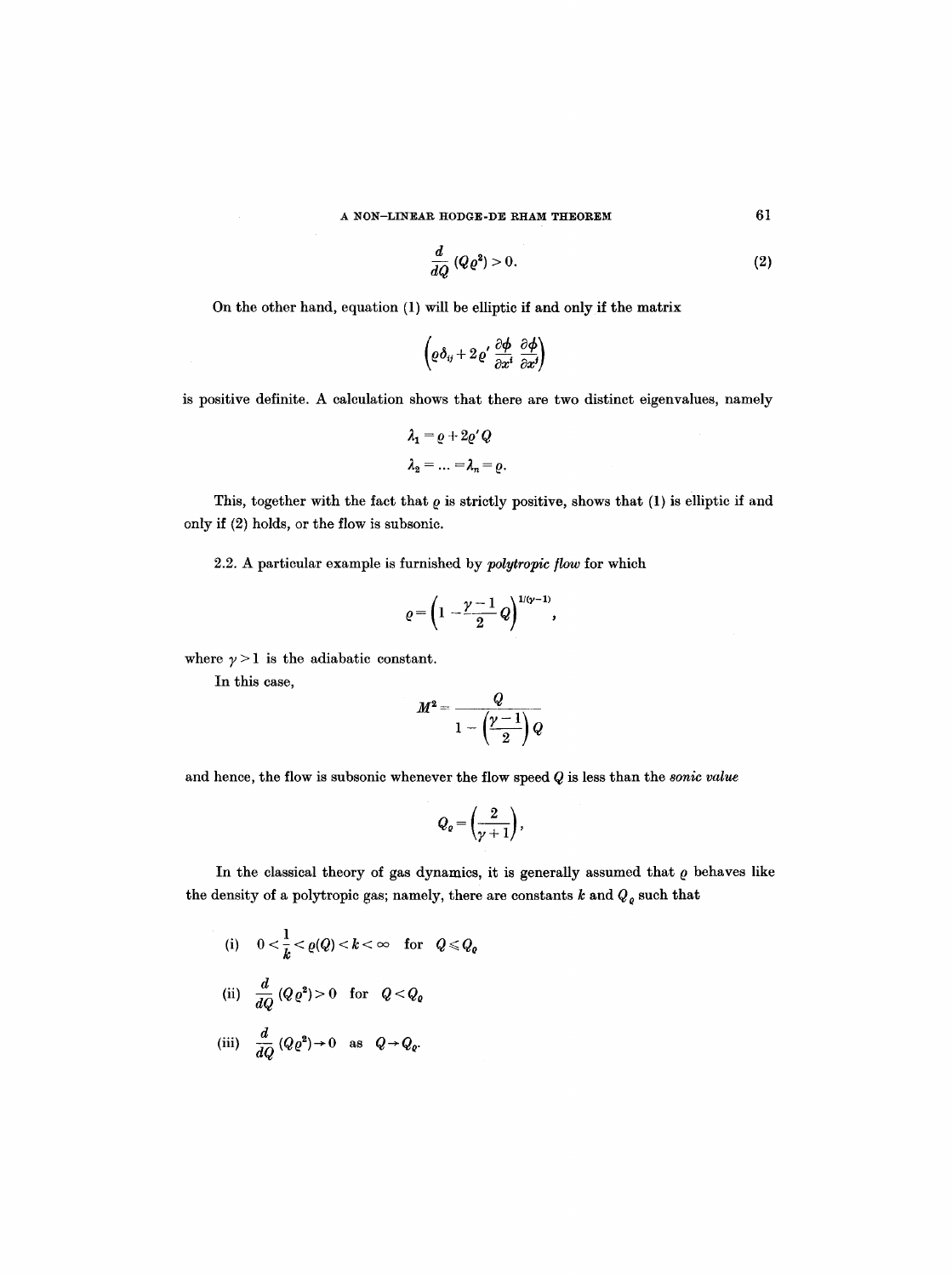$$\frac{d}{dQ}(Q\varrho^2) > 0. \tag{2}$$

On the other hand, equation (1) will be elliptic if and only if the matrix

$$\left(\varrho\delta_{ij} + 2\varrho' \frac{\partial\phi}{\partial x^i}\frac{\partial\phi}{\partial x^j}\right)$$

is positive definite. A calculation shows that there are two distinct eigenvalues, namely

$$\lambda_1 = \varrho + 2\varrho' Q$$

$$\lambda_2 = \ldots = \lambda_n = \varrho.$$

This, together with the fact that $\varrho$ is strictly positive, shows that (1) is elliptic if and only if (2) holds, or the flow is subsonic.

2.2. A particular example is furnished by *polytropic flow* for which

$$\varrho = \left(1 - \frac{\gamma - 1}{2} Q\right)^{1/(\gamma-1)},$$

where $\gamma > 1$ is the adiabatic constant.

In this case,

$$M^2 = \frac{Q}{1 - \left(\frac{\gamma - 1}{2}\right) Q}$$

and hence, the flow is subsonic whenever the flow speed $Q$ is less than the *sonic value*

$$Q_\varrho = \left(\frac{2}{\gamma + 1}\right),$$

In the classical theory of gas dynamics, it is generally assumed that $\varrho$ behaves like the density of a polytropic gas; namely, there are constants $k$ and $Q_\varrho$ such that

(i) $0 < \frac{1}{k} < \varrho(Q) < k < \infty$ for $Q \leqslant Q_\varrho$

(ii) $\frac{d}{dQ}(Q\varrho^2) > 0$ for $Q < Q_\varrho$

(iii) $\frac{d}{dQ}(Q\varrho^2) \to 0$ as $Q \to Q_\varrho$.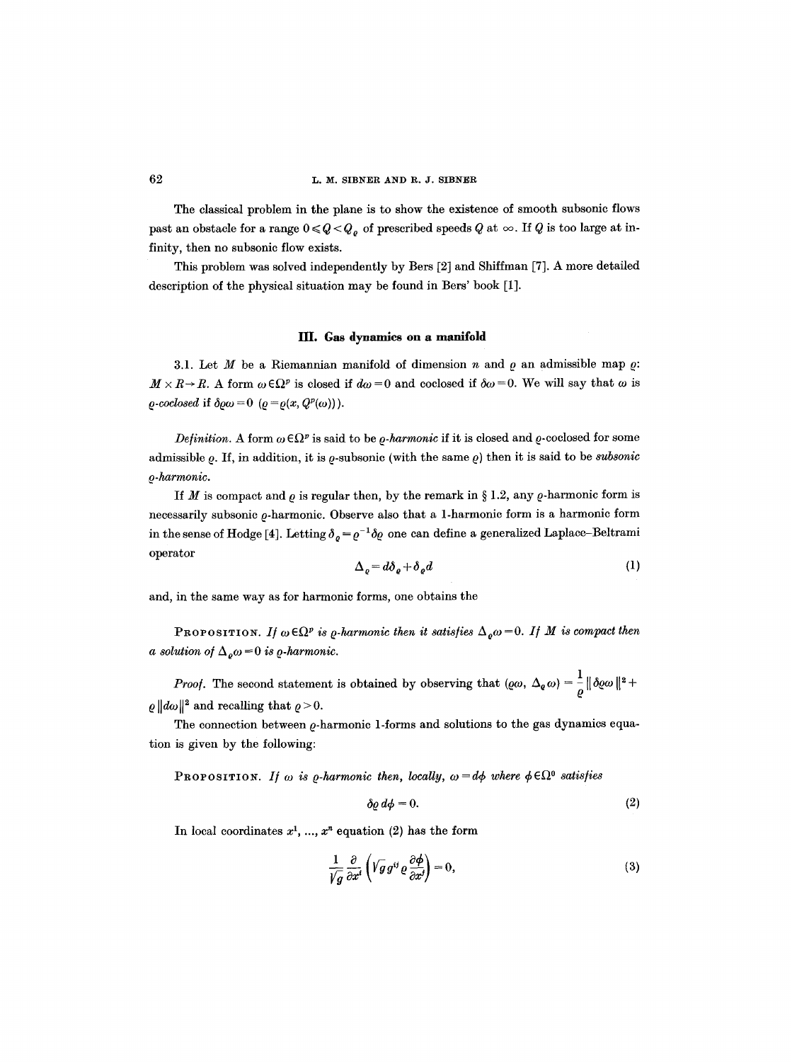The classical problem in the plane is to show the existence of smooth subsonic flows past an obstacle for a range $0 \leqslant Q < Q_\varrho$ of prescribed speeds $Q$ at $\infty$. If $Q$ is too large at infinity, then no subsonic flow exists.

This problem was solved independently by Bers [2] and Shiffman [7]. A more detailed description of the physical situation may be found in Bers' book [1].

## III. Gas dynamics on a manifold

3.1. Let $M$ be a Riemannian manifold of dimension $n$ and $\varrho$ an admissible map $\varrho$: $M \times R \to R$. A form $\omega \in \Omega^p$ is closed if $d\omega = 0$ and coclosed if $\delta\omega = 0$. We will say that $\omega$ is *$\varrho$-coclosed* if $\delta\varrho\omega = 0$ $(\varrho = \varrho(x, Q^p(\omega)))$.

*Definition.* A form $\omega \in \Omega^p$ is said to be *$\varrho$-harmonic* if it is closed and $\varrho$-coclosed for some admissible $\varrho$. If, in addition, it is $\varrho$-subsonic (with the same $\varrho$) then it is said to be *subsonic $\varrho$-harmonic.*

If $M$ is compact and $\varrho$ is regular then, by the remark in § 1.2, any $\varrho$-harmonic form is necessarily subsonic $\varrho$-harmonic. Observe also that a 1-harmonic form is a harmonic form in the sense of Hodge [4]. Letting $\delta_\varrho = \varrho^{-1}\delta\varrho$ one can define a generalized Laplace–Beltrami operator

$$\Delta_\varrho = d\delta_\varrho + \delta_\varrho d \tag{1}$$

and, in the same way as for harmonic forms, one obtains the

PROPOSITION. *If $\omega \in \Omega^p$ is $\varrho$-harmonic then it satisfies $\Delta_\varrho\omega = 0$. If $M$ is compact then a solution of $\Delta_\varrho\omega = 0$ is $\varrho$-harmonic.*

*Proof.* The second statement is obtained by observing that $(\varrho\omega, \Delta_\varrho\omega) = \dfrac{1}{\varrho}\|\delta\varrho\omega\|^2 + \varrho\|d\omega\|^2$ and recalling that $\varrho > 0$.

The connection between $\varrho$-harmonic 1-forms and solutions to the gas dynamics equation is given by the following:

PROPOSITION. *If $\omega$ is $\varrho$-harmonic then, locally, $\omega = d\phi$ where $\phi \in \Omega^0$ satisfies*

$$\delta\varrho\, d\phi = 0. \tag{2}$$

In local coordinates $x^1, \ldots, x^n$ equation (2) has the form

$$\frac{1}{\sqrt{g}}\frac{\partial}{\partial x^i}\left(\sqrt{g}\, g^{ij}\varrho\frac{\partial\phi}{\partial x^j}\right) = 0, \tag{3}$$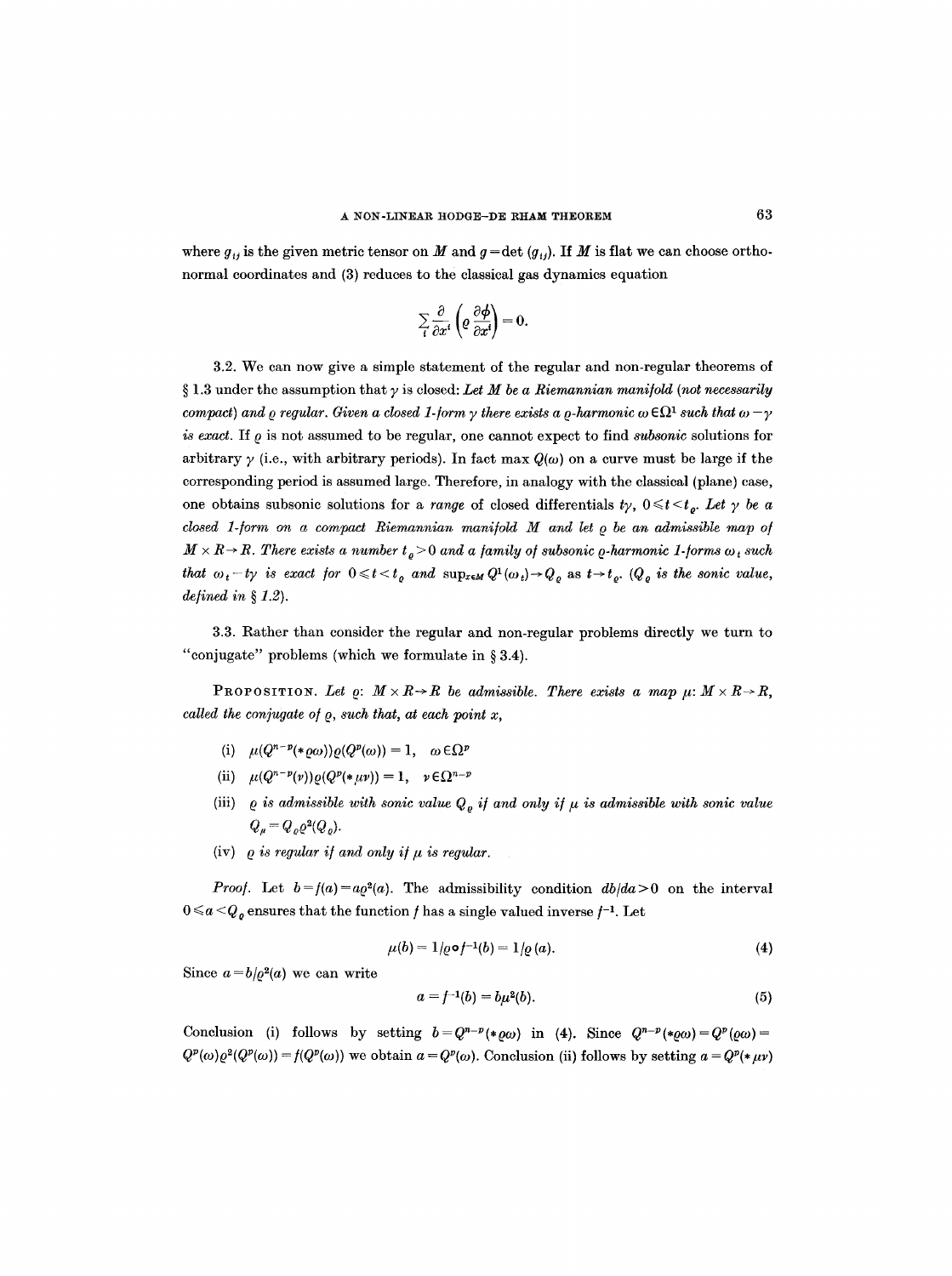where $g_{ij}$ is the given metric tensor on $M$ and $g = \det(g_{ij})$. If $M$ is flat we can choose orthonormal coordinates and (3) reduces to the classical gas dynamics equation

$$\sum_i \frac{\partial}{\partial x^i}\left(\varrho \frac{\partial \phi}{\partial x^i}\right) = 0.$$

3.2. We can now give a simple statement of the regular and non-regular theorems of § 1.3 under the assumption that $\gamma$ is closed: *Let $M$ be a Riemannian manifold (not necessarily compact) and $\varrho$ regular. Given a closed 1-form $\gamma$ there exists a $\varrho$-harmonic $\omega \in \Omega^1$ such that $\omega - \gamma$ is exact.* If $\varrho$ is not assumed to be regular, one cannot expect to find *subsonic* solutions for arbitrary $\gamma$ (i.e., with arbitrary periods). In fact $\max Q(\omega)$ on a curve must be large if the corresponding period is assumed large. Therefore, in analogy with the classical (plane) case, one obtains subsonic solutions for a *range* of closed differentials $t\gamma$, $0 \leqslant t < t_\varrho$. *Let $\gamma$ be a closed 1-form on a compact Riemannian manifold $M$ and let $\varrho$ be an admissible map of $M \times R \to R$. There exists a number $t_\varrho > 0$ and a family of subsonic $\varrho$-harmonic 1-forms $\omega_t$ such that $\omega_t - t\gamma$ is exact for $0 \leqslant t < t_\varrho$ and $\sup_{x \in M} Q^1(\omega_t) \to Q_\varrho$ as $t \to t_\varrho$. ($Q_\varrho$ is the sonic value, defined in § 1.2).*

3.3. Rather than consider the regular and non-regular problems directly we turn to "conjugate" problems (which we formulate in § 3.4).

PROPOSITION. *Let $\varrho$: $M \times R \to R$ be admissible. There exists a map $\mu$: $M \times R \to R$, called the conjugate of $\varrho$, such that, at each point $x$,*

(i) $\mu(Q^{n-p}(*\varrho\omega))\varrho(Q^p(\omega)) = 1, \quad \omega \in \Omega^p$

(ii) $\mu(Q^{n-p}(\nu))\varrho(Q^p(*\mu\nu)) = 1, \quad \nu \in \Omega^{n-p}$

(iii) *$\varrho$ is admissible with sonic value $Q_\varrho$ if and only if $\mu$ is admissible with sonic value $Q_\mu = Q_\varrho \varrho^2(Q_\varrho)$.*

(iv) *$\varrho$ is regular if and only if $\mu$ is regular.*

*Proof.* Let $b = f(a) = a\varrho^2(a)$. The admissibility condition $db/da > 0$ on the interval $0 \leqslant a < Q_\varrho$ ensures that the function $f$ has a single valued inverse $f^{-1}$. Let

$$\mu(b) = 1/\varrho \circ f^{-1}(b) = 1/\varrho(a). \tag{4}$$

Since $a = b/\varrho^2(a)$ we can write

$$a = f^{-1}(b) = b\mu^2(b). \tag{5}$$

Conclusion (i) follows by setting $b = Q^{n-p}(*\varrho\omega)$ in (4). Since $Q^{n-p}(*\varrho\omega) = Q^p(\varrho\omega) = Q^p(\omega)\varrho^2(Q^p(\omega)) = f(Q^p(\omega))$ we obtain $a = Q^p(\omega)$. Conclusion (ii) follows by setting $a = Q^p(*\mu\nu)$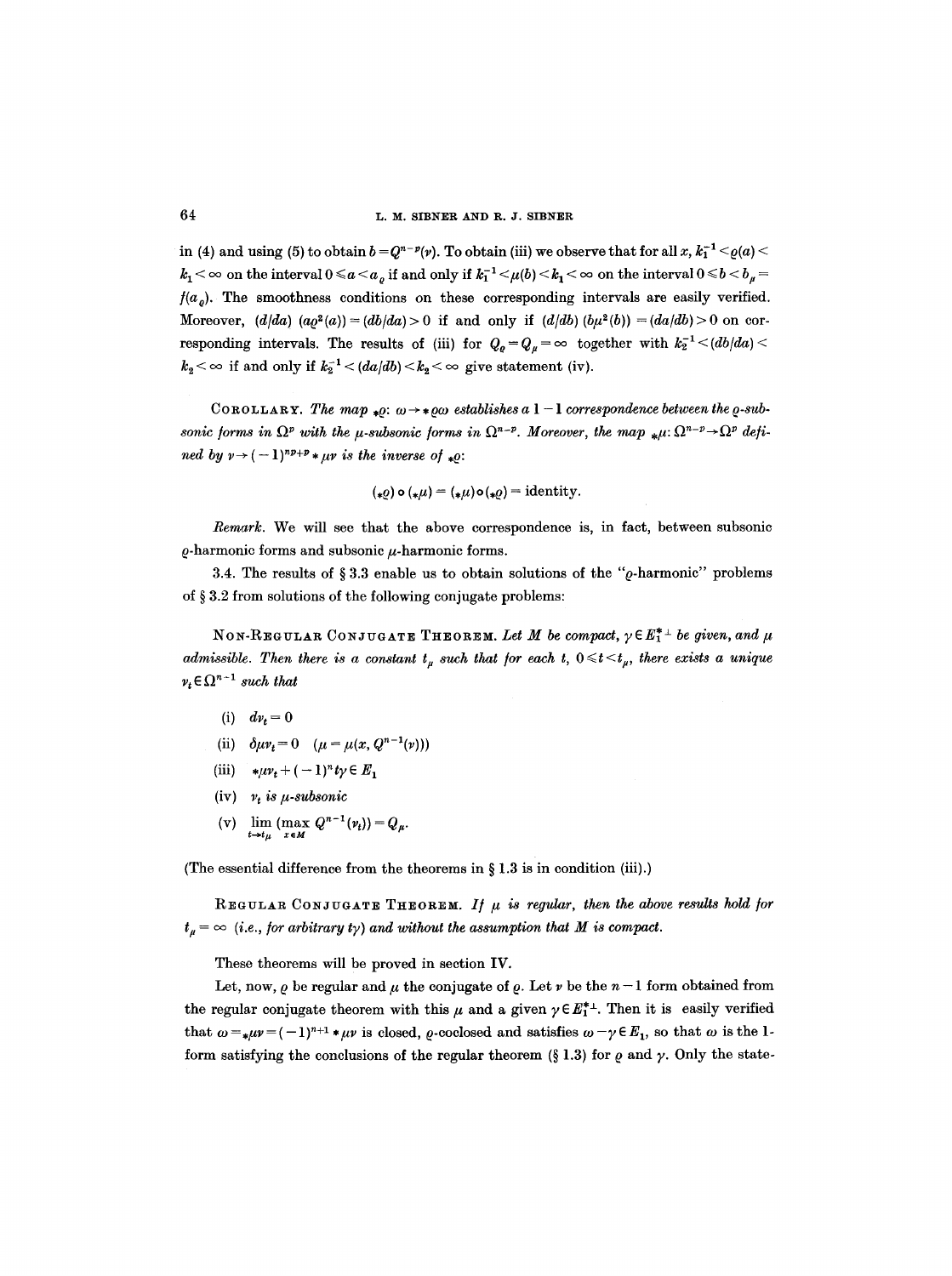in (4) and using (5) to obtain $b = Q^{n-p}(\nu)$. To obtain (iii) we observe that for all $x$, $k_1^{-1} < \varrho(a) < k_1 < \infty$ on the interval $0 \leqslant a < a_\varrho$ if and only if $k_1^{-1} < \mu(b) < k_1 < \infty$ on the interval $0 \leqslant b < b_\mu = f(a_\varrho)$. The smoothness conditions on these corresponding intervals are easily verified. Moreover, $(d/da)\,(a\varrho^2(a)) = (db/da) > 0$ if and only if $(d/db)\,(b\mu^2(b)) = (da/db) > 0$ on corresponding intervals. The results of (iii) for $Q_\varrho = Q_\mu = \infty$ together with $k_2^{-1} < (db/da) < k_2 < \infty$ if and only if $k_2^{-1} < (da/db) < k_2 < \infty$ give statement (iv).

COROLLARY. *The map* ${}_*\varrho$: $\omega \to * \varrho\omega$ *establishes a* $1-1$ *correspondence between the* $\varrho$*-subsonic forms in* $\Omega^p$ *with the* $\mu$*-subsonic forms in* $\Omega^{n-p}$*. Moreover, the map* ${}_*\mu$: $\Omega^{n-p} \to \Omega^p$ *defined by* $\nu \to (-1)^{np+p} * \mu\nu$ *is the inverse of* ${}_*\varrho$:

$$({}_*\varrho) \circ ({}_*\mu) = ({}_*\mu) \circ ({}_*\varrho) = \text{identity}.$$

*Remark.* We will see that the above correspondence is, in fact, between subsonic $\varrho$-harmonic forms and subsonic $\mu$-harmonic forms.

3.4. The results of § 3.3 enable us to obtain solutions of the "$\varrho$-harmonic" problems of § 3.2 from solutions of the following conjugate problems:

NON-REGULAR CONJUGATE THEOREM. *Let* $M$ *be compact,* $\gamma \in E_1^{*\perp}$ *be given, and* $\mu$ *admissible. Then there is a constant* $t_\mu$ *such that for each* $t$, $0 \leqslant t < t_\mu$, *there exists a unique* $\nu_t \in \Omega^{n-1}$ *such that*

(i) $d\nu_t = 0$

(ii) $\delta\mu\nu_t = 0 \quad (\mu = \mu(x, Q^{n-1}(\nu)))$

(iii) $*\mu\nu_t + (-1)^n t\gamma \in E_1$

(iv) $\nu_t$ *is* $\mu$*-subsonic*

(v) $\lim\limits_{t \to t_\mu} (\max\limits_{x \in M} Q^{n-1}(\nu_t)) = Q_\mu$.

(The essential difference from the theorems in § 1.3 is in condition (iii).)

REGULAR CONJUGATE THEOREM. *If* $\mu$ *is regular, then the above results hold for* $t_\mu = \infty$ *(i.e., for arbitrary* $t\gamma$*) and without the assumption that* $M$ *is compact.*

These theorems will be proved in section IV.

Let, now, $\varrho$ be regular and $\mu$ the conjugate of $\varrho$. Let $\nu$ be the $n-1$ form obtained from the regular conjugate theorem with this $\mu$ and a given $\gamma \in E_1^{*\perp}$. Then it is easily verified that $\omega = {}_*\mu\nu = (-1)^{n+1} * \mu\nu$ is closed, $\varrho$-coclosed and satisfies $\omega - \gamma \in E_1$, so that $\omega$ is the 1-form satisfying the conclusions of the regular theorem (§ 1.3) for $\varrho$ and $\gamma$. Only the state-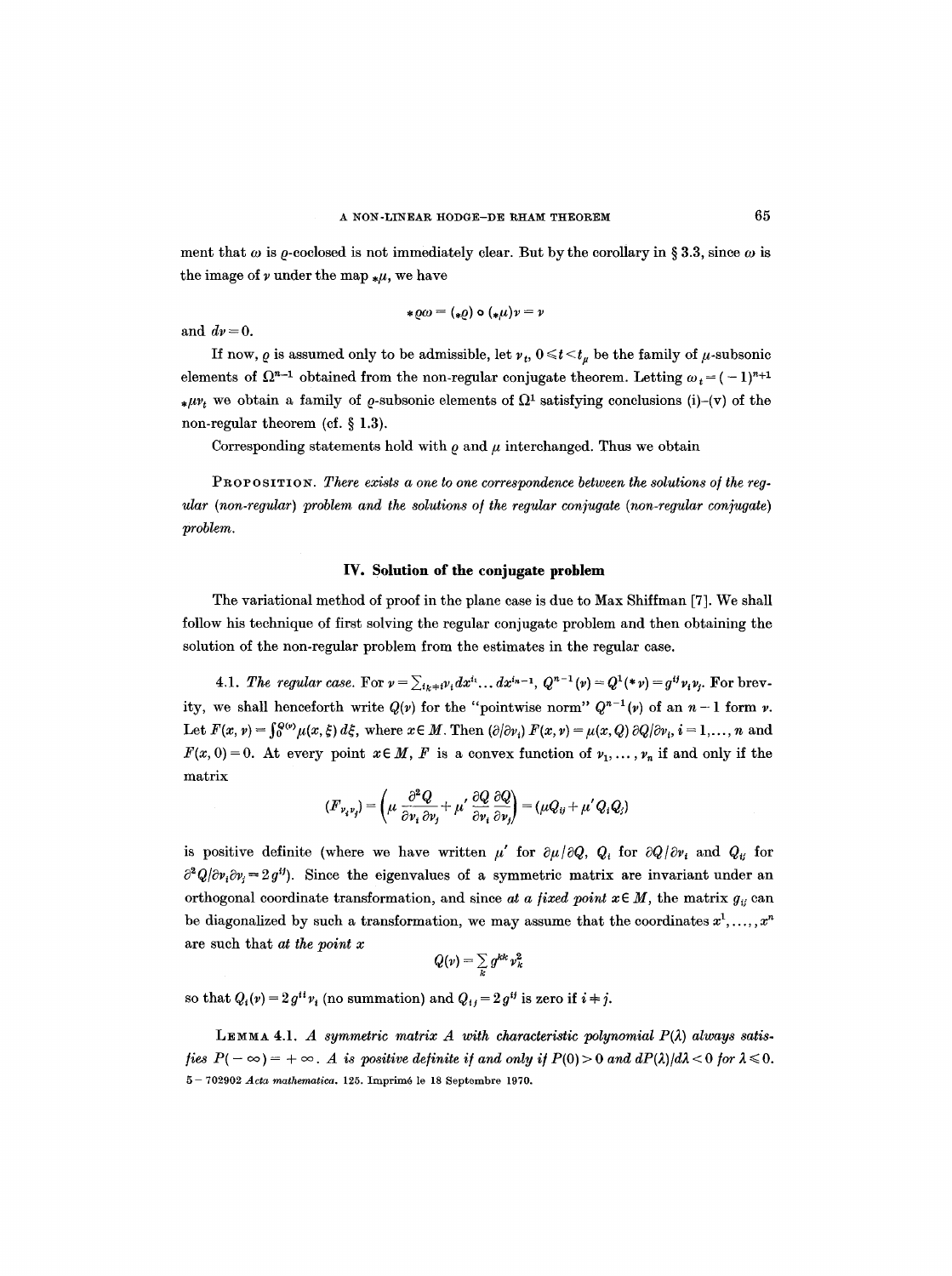ment that $\omega$ is $\varrho$-coclosed is not immediately clear. But by the corollary in § 3.3, since $\omega$ is the image of $\nu$ under the map $_*\mu$, we have

$$_*\varrho\omega = (_*\varrho) \circ (_*\mu)\nu = \nu$$

and $d\nu = 0$.

If now, $\varrho$ is assumed only to be admissible, let $\nu_t$, $0 \leqslant t < t_\mu$ be the family of $\mu$-subsonic elements of $\Omega^{n-1}$ obtained from the non-regular conjugate theorem. Letting $\omega_t = (-1)^{n+1}$ $_*\mu\nu_t$ we obtain a family of $\varrho$-subsonic elements of $\Omega^1$ satisfying conclusions (i)–(v) of the non-regular theorem (cf. § 1.3).

Corresponding statements hold with $\varrho$ and $\mu$ interchanged. Thus we obtain

**Proposition.** *There exists a one to one correspondence between the solutions of the regular (non-regular) problem and the solutions of the regular conjugate (non-regular conjugate) problem.*

## IV. Solution of the conjugate problem

The variational method of proof in the plane case is due to Max Shiffman [7]. We shall follow his technique of first solving the regular conjugate problem and then obtaining the solution of the non-regular problem from the estimates in the regular case.

4.1. *The regular case.* For $\nu = \sum_{i_k \neq i} \nu_i dx^{i_1} \ldots dx^{i_{n-1}}$, $Q^{n-1}(\nu) = Q^1(*\nu) = g^{ij}\nu_i\nu_j$. For brevity, we shall henceforth write $Q(\nu)$ for the "pointwise norm" $Q^{n-1}(\nu)$ of an $n-1$ form $\nu$. Let $F(x, \nu) = \int_0^{Q(\nu)} \mu(x, \xi)\, d\xi$, where $x \in M$. Then $(\partial/\partial\nu_i)\, F(x, \nu) = \mu(x, Q)\, \partial Q/\partial\nu_i$, $i = 1, \ldots, n$ and $F(x, 0) = 0$. At every point $x \in M$, $F$ is a convex function of $\nu_1, \ldots, \nu_n$ if and only if the matrix

$$(F_{\nu_i\nu_j}) = \left(\mu \frac{\partial^2 Q}{\partial\nu_i\, \partial\nu_j} + \mu' \frac{\partial Q}{\partial\nu_i} \frac{\partial Q}{\partial\nu_j}\right) = (\mu Q_{ij} + \mu' Q_i Q_j)$$

is positive definite (where we have written $\mu'$ for $\partial\mu/\partial Q$, $Q_i$ for $\partial Q/\partial\nu_i$ and $Q_{ij}$ for $\partial^2 Q/\partial\nu_i\partial\nu_j = 2g^{ij}$). Since the eigenvalues of a symmetric matrix are invariant under an orthogonal coordinate transformation, and since *at a fixed point* $x \in M$, the matrix $g_{ij}$ can be diagonalized by such a transformation, we may assume that the coordinates $x^1, \ldots, x^n$ are such that *at the point* $x$

$$Q(\nu) = \sum_k g^{kk} \nu_k^2$$

so that $Q_i(\nu) = 2g^{ii}\nu_i$ (no summation) and $Q_{ij} = 2g^{ij}$ is zero if $i \neq j$.

**Lemma 4.1.** *A symmetric matrix $A$ with characteristic polynomial $P(\lambda)$ always satisfies $P(-\infty) = +\infty$. $A$ is positive definite if and only if $P(0) > 0$ and $dP(\lambda)/d\lambda < 0$ for $\lambda \leqslant 0$.*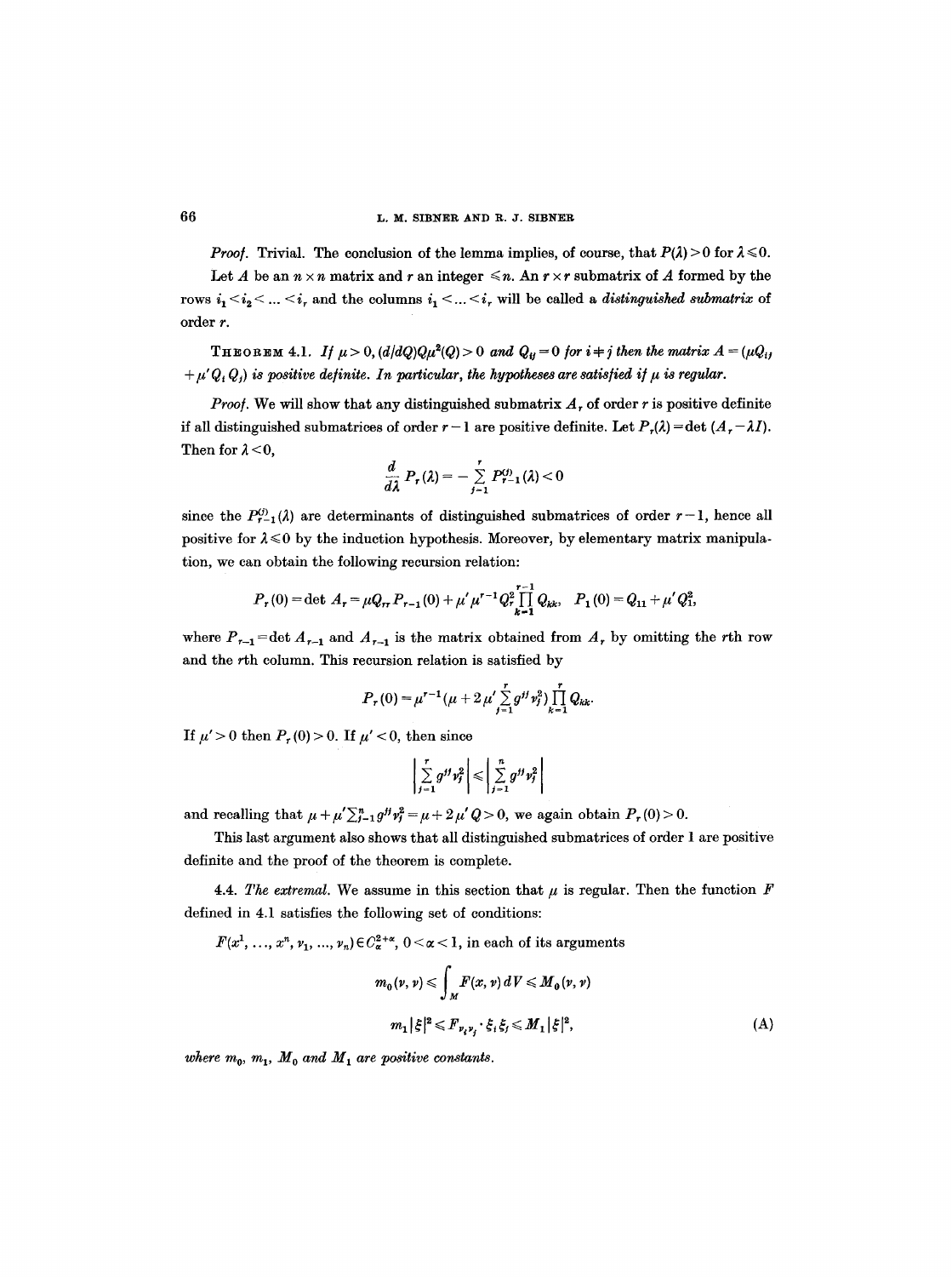*Proof.* Trivial. The conclusion of the lemma implies, of course, that $P(\lambda) > 0$ for $\lambda \leqslant 0$.

Let $A$ be an $n \times n$ matrix and $r$ an integer $\leqslant n$. An $r \times r$ submatrix of $A$ formed by the rows $i_1 < i_2 < \ldots < i_r$ and the columns $i_1 < \ldots < i_r$ will be called a *distinguished submatrix* of order $r$.

THEOREM 4.1. *If $\mu > 0$, $(d/dQ)Q\mu^2(Q) > 0$ and $Q_{ij} = 0$ for $i \neq j$ then the matrix $A = (\mu Q_{ij} + \mu' Q_i Q_j)$ is positive definite. In particular, the hypotheses are satisfied if $\mu$ is regular.*

*Proof.* We will show that any distinguished submatrix $A_r$ of order $r$ is positive definite if all distinguished submatrices of order $r-1$ are positive definite. Let $P_r(\lambda) = \det(A_r - \lambda I)$. Then for $\lambda < 0$,

$$\frac{d}{d\lambda} P_r(\lambda) = -\sum_{j=1}^{r} P_{r-1}^{(j)}(\lambda) < 0$$

since the $P_{r-1}^{(j)}(\lambda)$ are determinants of distinguished submatrices of order $r-1$, hence all positive for $\lambda \leqslant 0$ by the induction hypothesis. Moreover, by elementary matrix manipulation, we can obtain the following recursion relation:

$$P_r(0) = \det A_r = \mu Q_{rr} P_{r-1}(0) + \mu' \mu^{r-1} Q_r^2 \prod_{k=1}^{r-1} Q_{kk}, \quad P_1(0) = Q_{11} + \mu' Q_1^2,$$

where $P_{r-1} = \det A_{r-1}$ and $A_{r-1}$ is the matrix obtained from $A_r$ by omitting the $r$th row and the $r$th column. This recursion relation is satisfied by

$$P_r(0) = \mu^{r-1}\left(\mu + 2\mu' \sum_{j=1}^{r} g^{jj} \nu_j^2\right) \prod_{k=1}^{r} Q_{kk}.$$

If $\mu' > 0$ then $P_r(0) > 0$. If $\mu' < 0$, then since

$$\left| \sum_{j=1}^{r} g^{jj} \nu_j^2 \right| \leqslant \left| \sum_{j=1}^{n} g^{jj} \nu_j^2 \right|$$

and recalling that $\mu + \mu' \sum_{j=1}^{n} g^{jj} \nu_j^2 = \mu + 2\mu' Q > 0$, we again obtain $P_r(0) > 0$.

This last argument also shows that all distinguished submatrices of order 1 are positive definite and the proof of the theorem is complete.

4.4. *The extremal.* We assume in this section that $\mu$ is regular. Then the function $F$ defined in 4.1 satisfies the following set of conditions:

$F(x^1, \ldots, x^n, \nu_1, \ldots, \nu_n) \in C_\alpha^{2+\alpha}$, $0 < \alpha < 1$, in each of its arguments

$$m_0(\nu, \nu) \leqslant \int_M F(x, \nu)\, dV \leqslant M_0(\nu, \nu)$$

$$m_1 |\xi|^2 \leqslant F_{\nu_i \nu_j} \cdot \xi_i \xi_j \leqslant M_1 |\xi|^2, \tag{A}$$

*where $m_0$, $m_1$, $M_0$ and $M_1$ are positive constants.*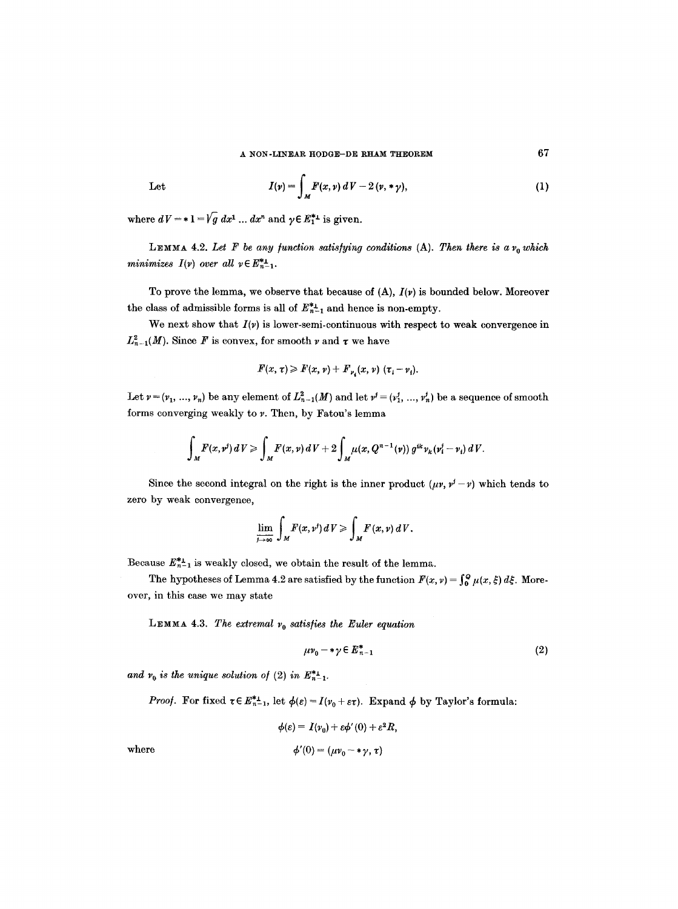Let

$$I(\nu) = \int_M F(x, \nu)\, dV - 2(\nu, *\gamma), \tag{1}$$

where $dV = *1 = \sqrt{g}\, dx^1 \dots dx^n$ and $\gamma \in E_1^{*\perp}$ is given.

LEMMA 4.2. *Let $F$ be any function satisfying conditions* (A). *Then there is a $\nu_0$ which minimizes $I(\nu)$ over all $\nu \in E_{n-1}^{*\perp}$.*

To prove the lemma, we observe that because of (A), $I(\nu)$ is bounded below. Moreover the class of admissible forms is all of $E_{n-1}^{*\perp}$ and hence is non-empty.

We next show that $I(\nu)$ is lower-semi-continuous with respect to weak convergence in $L_{n-1}^2(M)$. Since $F$ is convex, for smooth $\nu$ and $\tau$ we have

$$F(x, \tau) \geqslant F(x, \nu) + F_{\nu_i}(x, \nu)\, (\tau_i - \nu_i).$$

Let $\nu = (\nu_1, \dots, \nu_n)$ be any element of $L_{n-1}^2(M)$ and let $\nu^j = (\nu_1^j, \dots, \nu_n^j)$ be a sequence of smooth forms converging weakly to $\nu$. Then, by Fatou's lemma

$$\int_M F(x, \nu^j)\, dV \geqslant \int_M F(x, \nu)\, dV + 2\int_M \mu(x, Q^{n-1}(\nu))\, g^{ik} \nu_k (\nu_i^j - \nu_i)\, dV.$$

Since the second integral on the right is the inner product $(\mu\nu, \nu^j - \nu)$ which tends to zero by weak convergence,

$$\varliminf_{j\to\infty} \int_M F(x, \nu^j)\, dV \geqslant \int_M F(x, \nu)\, dV.$$

Because $E_{n-1}^{*\perp}$ is weakly closed, we obtain the result of the lemma.

The hypotheses of Lemma 4.2 are satisfied by the function $F(x, \nu) = \int_0^Q \mu(x, \xi)\, d\xi$. Moreover, in this case we may state

LEMMA 4.3. *The extremal $\nu_0$ satisfies the Euler equation*

$$\mu\nu_0 - *\gamma \in E_{n-1}^* \tag{2}$$

*and $\nu_0$ is the unique solution of* (2) *in $E_{n-1}^{*\perp}$.*

*Proof.* For fixed $\tau \in E_{n-1}^{*\perp}$, let $\phi(\varepsilon) = I(\nu_0 + \varepsilon\tau)$. Expand $\phi$ by Taylor's formula:

$$\phi(\varepsilon) = I(\nu_0) + \varepsilon\phi'(0) + \varepsilon^2 R,$$

where

$$\phi'(0) = (\mu\nu_0 - *\gamma, \tau)$$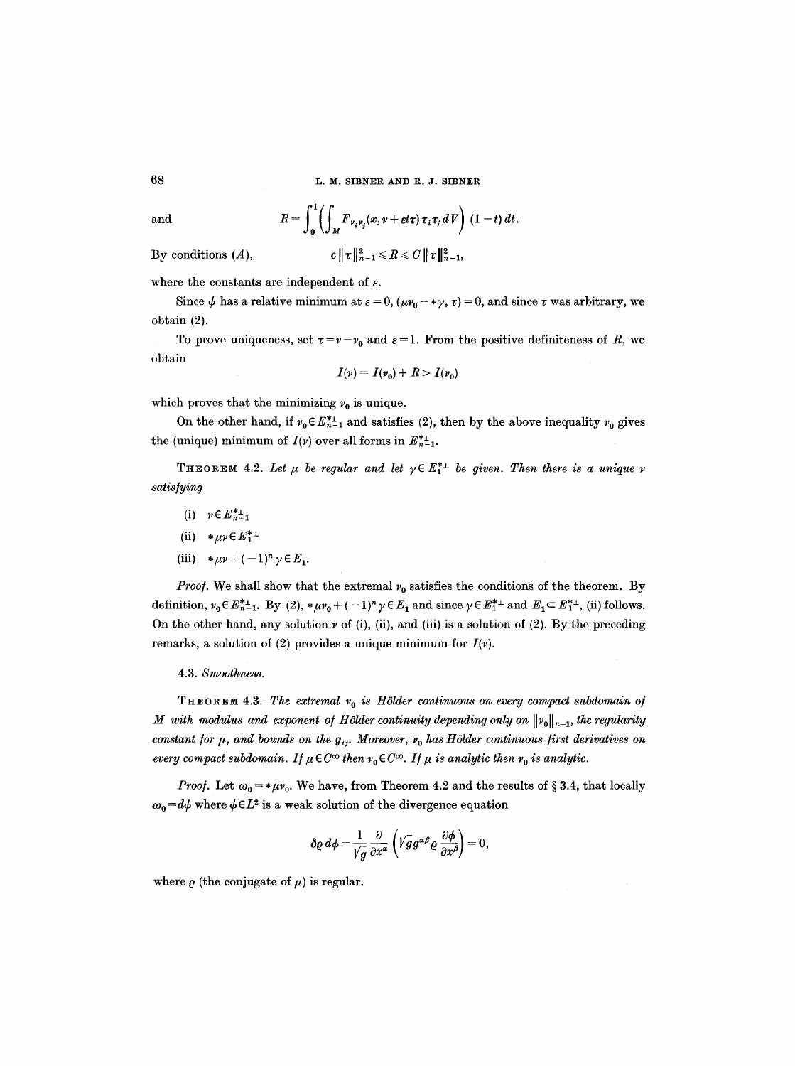and
$$R = \int_0^1 \left( \int_M F_{\nu_i \nu_j}(x, \nu + \varepsilon t \tau) \tau_i \tau_j \, dV \right) (1-t) \, dt.$$

By conditions $(A)$,
$$c \|\tau\|_{n-1}^2 \leqslant R \leqslant C \|\tau\|_{n-1}^2,$$

where the constants are independent of $\varepsilon$.

Since $\phi$ has a relative minimum at $\varepsilon = 0$, $(\mu \nu_0 - *\gamma, \tau) = 0$, and since $\tau$ was arbitrary, we obtain (2).

To prove uniqueness, set $\tau = \nu - \nu_0$ and $\varepsilon = 1$. From the positive definiteness of $R$, we obtain
$$I(\nu) = I(\nu_0) + R > I(\nu_0)$$

which proves that the minimizing $\nu_0$ is unique.

On the other hand, if $\nu_0 \in E_{n-1}^{*\perp}$ and satisfies (2), then by the above inequality $\nu_0$ gives the (unique) minimum of $I(\nu)$ over all forms in $E_{n-1}^{*\perp}$.

THEOREM 4.2. *Let $\mu$ be regular and let $\gamma \in E_1^{*\perp}$ be given. Then there is a unique $\nu$ satisfying*

(i) $\nu \in E_{n-1}^{*\perp}$

(ii) $*\mu\nu \in E_1^{*\perp}$

(iii) $*\mu\nu + (-1)^n \gamma \in E_1$.

*Proof.* We shall show that the extremal $\nu_0$ satisfies the conditions of the theorem. By definition, $\nu_0 \in E_{n-1}^{*\perp}$. By (2), $*\mu\nu_0 + (-1)^n \gamma \in E_1$ and since $\gamma \in E_1^{*\perp}$ and $E_1 \subset E_1^{*\perp}$, (ii) follows. On the other hand, any solution $\nu$ of (i), (ii), and (iii) is a solution of (2). By the preceding remarks, a solution of (2) provides a unique minimum for $I(\nu)$.

4.3. *Smoothness.*

THEOREM 4.3. *The extremal $\nu_0$ is Hölder continuous on every compact subdomain of $M$ with modulus and exponent of Hölder continuity depending only on $\|\nu_0\|_{n-1}$, the regularity constant for $\mu$, and bounds on the $g_{ij}$. Moreover, $\nu_0$ has Hölder continuous first derivatives on every compact subdomain. If $\mu \in C^\infty$ then $\nu_0 \in C^\infty$. If $\mu$ is analytic then $\nu_0$ is analytic.*

*Proof.* Let $\omega_0 = *\mu\nu_0$. We have, from Theorem 4.2 and the results of § 3.4, that locally $\omega_0 = d\phi$ where $\phi \in L^2$ is a weak solution of the divergence equation
$$\delta_\varrho \, d\phi = \frac{1}{\sqrt{g}} \frac{\partial}{\partial x^\alpha} \left( \sqrt{g} g^{\alpha\beta} \varrho \frac{\partial \phi}{\partial x^\beta} \right) = 0,$$

where $\varrho$ (the conjugate of $\mu$) is regular.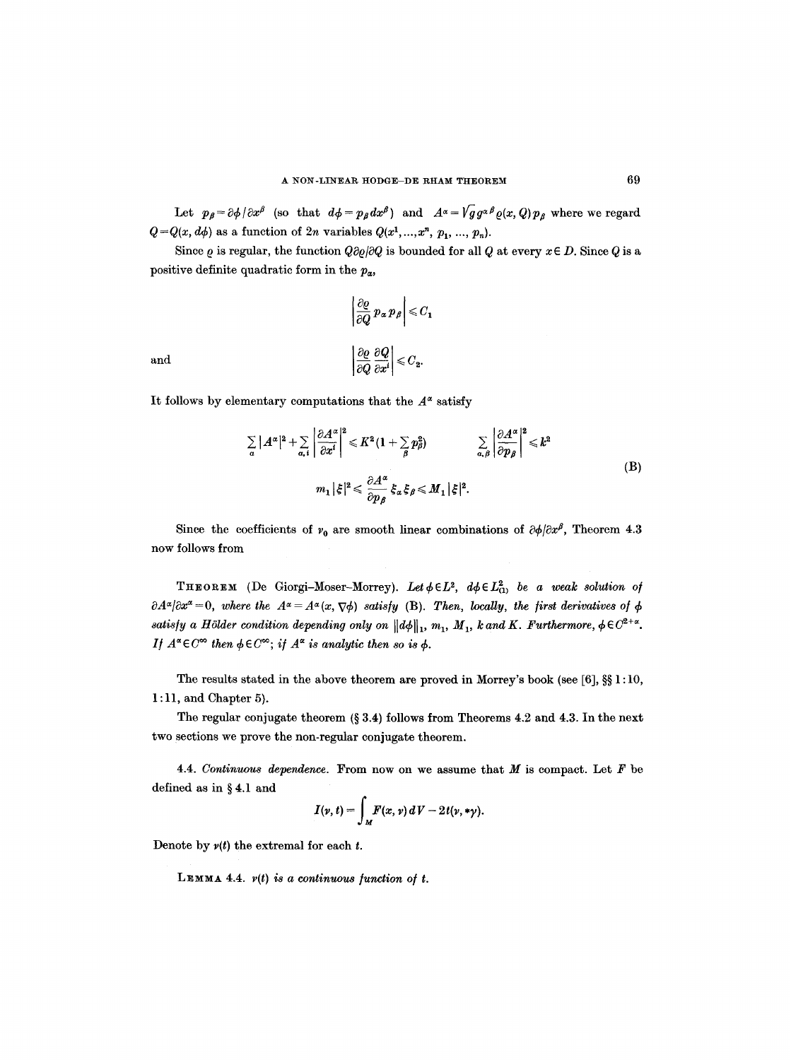Let $p_\beta = \partial\phi/\partial x^\beta$ (so that $d\phi = p_\beta dx^\beta$) and $A^\alpha = \sqrt{g}\, g^{\alpha\beta} \varrho(x, Q) p_\beta$ where we regard $Q = Q(x, d\phi)$ as a function of $2n$ variables $Q(x^1, ..., x^n, p_1, ..., p_n)$.

Since $\varrho$ is regular, the function $Q\partial\varrho/\partial Q$ is bounded for all $Q$ at every $x \in D$. Since $Q$ is a positive definite quadratic form in the $p_\alpha$,

$$\left|\frac{\partial \varrho}{\partial Q} p_\alpha p_\beta\right| \leqslant C_1$$

and

$$\left|\frac{\partial \varrho}{\partial Q}\frac{\partial Q}{\partial x^i}\right| \leqslant C_2.$$

It follows by elementary computations that the $A^\alpha$ satisfy

$$\begin{gathered}\sum_\alpha |A^\alpha|^2 + \sum_{\alpha, i}\left|\frac{\partial A^\alpha}{\partial x^i}\right|^2 \leqslant K^2\Big(1 + \sum_\beta p_\beta^2\Big) \qquad \sum_{\alpha,\beta}\left|\frac{\partial A^\alpha}{\partial p_\beta}\right|^2 \leqslant k^2 \\ m_1 |\xi|^2 \leqslant \frac{\partial A^\alpha}{\partial p_\beta}\xi_\alpha \xi_\beta \leqslant M_1 |\xi|^2.\end{gathered} \tag{B}$$

Since the coefficients of $\nu_0$ are smooth linear combinations of $\partial\phi/\partial x^\beta$, Theorem 4.3 now follows from

THEOREM (De Giorgi–Moser–Morrey). *Let $\phi \in L^2$, $d\phi \in L^2_{(1)}$ be a weak solution of $\partial A^\alpha/\partial x^\alpha = 0$, where the $A^\alpha = A^\alpha(x, \nabla\phi)$ satisfy* (B). *Then, locally, the first derivatives of $\phi$ satisfy a Hölder condition depending only on $\|d\phi\|_1$, $m_1$, $M_1$, $k$ and $K$. Furthermore, $\phi \in C^{2+\alpha}$. If $A^\alpha \in C^\infty$ then $\phi \in C^\infty$; if $A^\alpha$ is analytic then so is $\phi$.*

The results stated in the above theorem are proved in Morrey's book (see [6], §§ 1:10, 1:11, and Chapter 5).

The regular conjugate theorem (§ 3.4) follows from Theorems 4.2 and 4.3. In the next two sections we prove the non-regular conjugate theorem.

4.4. *Continuous dependence.* From now on we assume that $M$ is compact. Let $F$ be defined as in § 4.1 and

$$I(\nu, t) = \int_M F(x, \nu)\, dV - 2t(\nu, *\gamma).$$

Denote by $\nu(t)$ the extremal for each $t$.

LEMMA 4.4. *$\nu(t)$ is a continuous function of $t$.*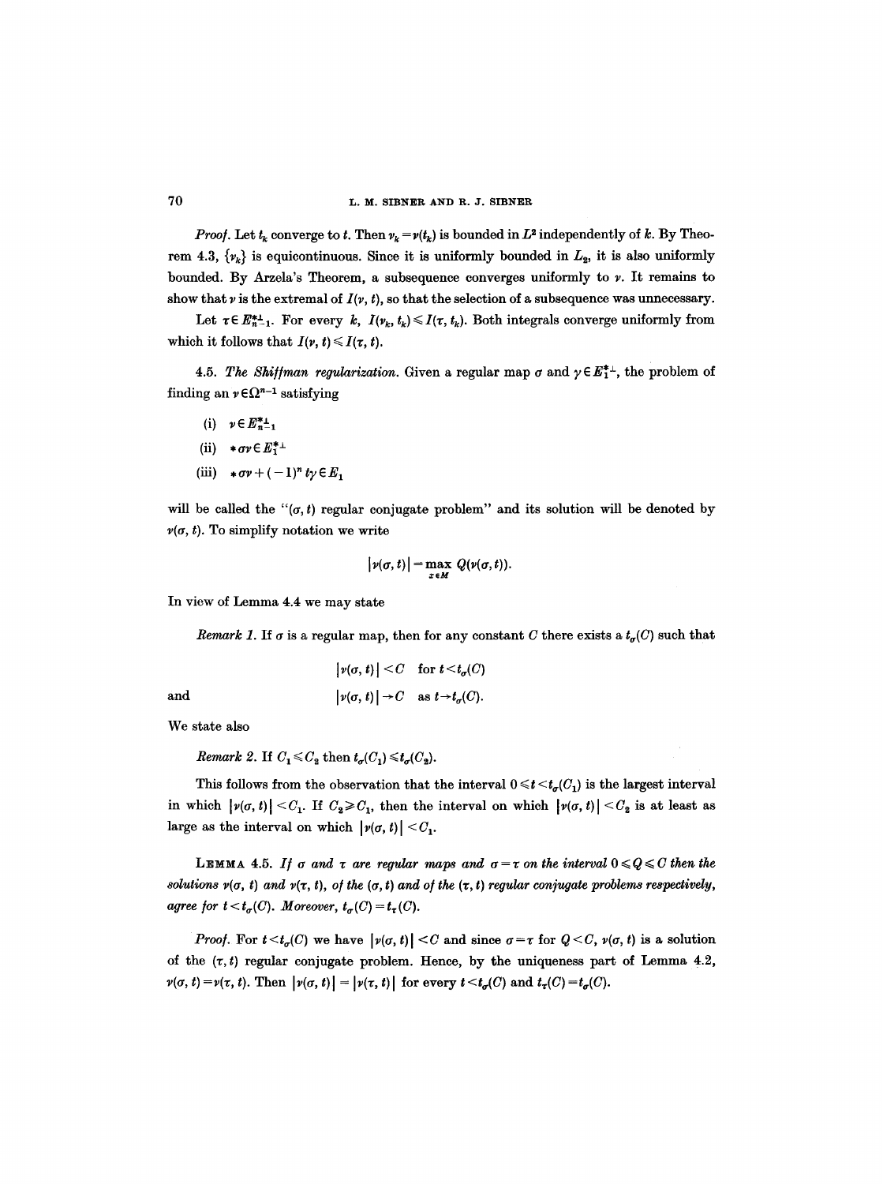*Proof.* Let $t_k$ converge to $t$. Then $\nu_k = \nu(t_k)$ is bounded in $L^2$ independently of $k$. By Theorem 4.3, $\{\nu_k\}$ is equicontinuous. Since it is uniformly bounded in $L_2$, it is also uniformly bounded. By Arzela's Theorem, a subsequence converges uniformly to $\nu$. It remains to show that $\nu$ is the extremal of $I(\nu, t)$, so that the selection of a subsequence was unnecessary.

Let $\tau \in E^{*\perp}_{n-1}$. For every $k$, $I(\nu_k, t_k) \leqslant I(\tau, t_k)$. Both integrals converge uniformly from which it follows that $I(\nu, t) \leqslant I(\tau, t)$.

4.5. *The Shiffman regularization.* Given a regular map $\sigma$ and $\gamma \in E^{*\perp}_1$, the problem of finding an $\nu \in \Omega^{n-1}$ satisfying

(i) $\nu \in E^{*\perp}_{n-1}$

(ii) $*\sigma\nu \in E^{*\perp}_1$

(iii) $*\sigma\nu + (-1)^n t\gamma \in E_1$

will be called the "$(\sigma, t)$ regular conjugate problem" and its solution will be denoted by $\nu(\sigma, t)$. To simplify notation we write

$$|\nu(\sigma, t)| = \max_{x \in M} Q(\nu(\sigma, t)).$$

In view of Lemma 4.4 we may state

*Remark 1.* If $\sigma$ is a regular map, then for any constant $C$ there exists a $t_\sigma(C)$ such that

$$|\nu(\sigma, t)| < C \quad \text{for } t < t_\sigma(C)$$

and

$$|\nu(\sigma, t)| \to C \quad \text{as } t \to t_\sigma(C).$$

We state also

*Remark 2.* If $C_1 \leqslant C_2$ then $t_\sigma(C_1) \leqslant t_\sigma(C_2)$.

This follows from the observation that the interval $0 \leqslant t < t_\sigma(C_1)$ is the largest interval in which $|\nu(\sigma, t)| < C_1$. If $C_2 \geqslant C_1$, then the interval on which $|\nu(\sigma, t)| < C_2$ is at least as large as the interval on which $|\nu(\sigma, t)| < C_1$.

LEMMA 4.5. *If $\sigma$ and $\tau$ are regular maps and $\sigma = \tau$ on the interval $0 \leqslant Q \leqslant C$ then the solutions $\nu(\sigma, t)$ and $\nu(\tau, t)$, of the $(\sigma, t)$ and of the $(\tau, t)$ regular conjugate problems respectively, agree for $t < t_\sigma(C)$. Moreover, $t_\sigma(C) = t_\tau(C)$.*

*Proof.* For $t < t_\sigma(C)$ we have $|\nu(\sigma, t)| < C$ and since $\sigma = \tau$ for $Q < C$, $\nu(\sigma, t)$ is a solution of the $(\tau, t)$ regular conjugate problem. Hence, by the uniqueness part of Lemma 4.2, $\nu(\sigma, t) = \nu(\tau, t)$. Then $|\nu(\sigma, t)| = |\nu(\tau, t)|$ for every $t < t_\sigma(C)$ and $t_\tau(C) = t_\sigma(C)$.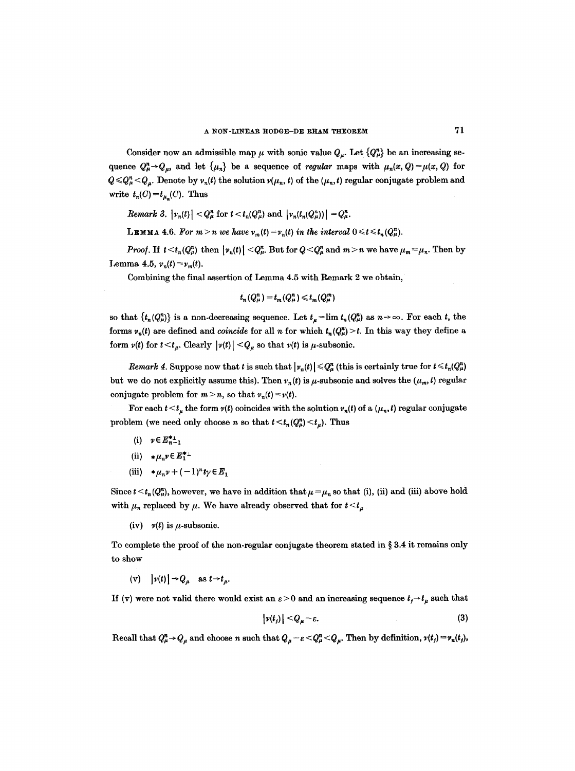Consider now an admissible map $\mu$ with sonic value $Q_\mu$. Let $\{Q_\mu^n\}$ be an increasing sequence $Q_\mu^n \to Q_\mu$, and let $\{\mu_n\}$ be a sequence of *regular* maps with $\mu_n(x, Q) = \mu(x, Q)$ for $Q \leqslant Q_\mu^n < Q_\mu$. Denote by $\nu_n(t)$ the solution $\nu(\mu_n, t)$ of the $(\mu_n, t)$ regular conjugate problem and write $t_n(C) = t_{\mu_n}(C)$. Thus

*Remark* 3. $|\nu_n(t)| < Q_\mu^n$ for $t < t_n(Q_\mu^n)$ and $|\nu_n(t_n(Q_\mu^n))| = Q_\mu^n$.

LEMMA 4.6. *For $m > n$ we have $\nu_m(t) = \nu_n(t)$ in the interval $0 \leqslant t \leqslant t_n(Q_\mu^n)$.*

*Proof.* If $t < t_n(Q_\mu^n)$ then $|\nu_n(t)| < Q_\mu^n$. But for $Q < Q_\mu^n$ and $m > n$ we have $\mu_m = \mu_n$. Then by Lemma 4.5, $\nu_n(t) = \nu_m(t)$.

Combining the final assertion of Lemma 4.5 with Remark 2 we obtain,

$$t_n(Q_\mu^n) = t_m(Q_\mu^n) \leqslant t_m(Q_\mu^m)$$

so that $\{t_n(Q_\mu^n)\}$ is a non-decreasing sequence. Let $t_\mu = \lim t_n(Q_\mu^n)$ as $n \to \infty$. For each $t$, the forms $\nu_n(t)$ are defined and *coincide* for all $n$ for which $t_n(Q_\mu^n) > t$. In this way they define a form $\nu(t)$ for $t < t_\mu$. Clearly $|\nu(t)| < Q_\mu$ so that $\nu(t)$ is $\mu$-subsonic.

*Remark* 4. Suppose now that $t$ is such that $|\nu_n(t)| \leqslant Q_\mu^n$ (this is certainly true for $t \leqslant t_n(Q_\mu^n)$ but we do not explicitly assume this). Then $\nu_n(t)$ is $\mu$-subsonic and solves the $(\mu_m, t)$ regular conjugate problem for $m > n$, so that $\nu_n(t) = \nu(t)$.

For each $t < t_\mu$ the form $\nu(t)$ coincides with the solution $\nu_n(t)$ of a $(\mu_n, t)$ regular conjugate problem (we need only choose $n$ so that $t < t_n(Q_\mu^n) < t_\mu$). Thus

(i) $\nu \in E_{n-1}^{*\perp}$

(ii) $*\mu_n \nu \in E_1^{*\perp}$

(iii) $*\mu_n \nu + (-1)^n t\gamma \in E_1$

Since $t < t_n(Q_\mu^n)$, however, we have in addition that $\mu = \mu_n$ so that (i), (ii) and (iii) above hold with $\mu_n$ replaced by $\mu$. We have already observed that for $t < t_\mu$

(iv) $\nu(t)$ is $\mu$-subsonic.

To complete the proof of the non-regular conjugate theorem stated in § 3.4 it remains only to show

(v) $|\nu(t)| \to Q_\mu$ as $t \to t_\mu$.

If (v) were not valid there would exist an $\varepsilon > 0$ and an increasing sequence $t_j \to t_\mu$ such that

$$|\nu(t_j)| < Q_\mu - \varepsilon. \tag{3}$$

Recall that $Q_\mu^n \to Q_\mu$ and choose $n$ such that $Q_\mu - \varepsilon < Q_\mu^n < Q_\mu$. Then by definition, $\nu(t_j) = \nu_n(t_j)$,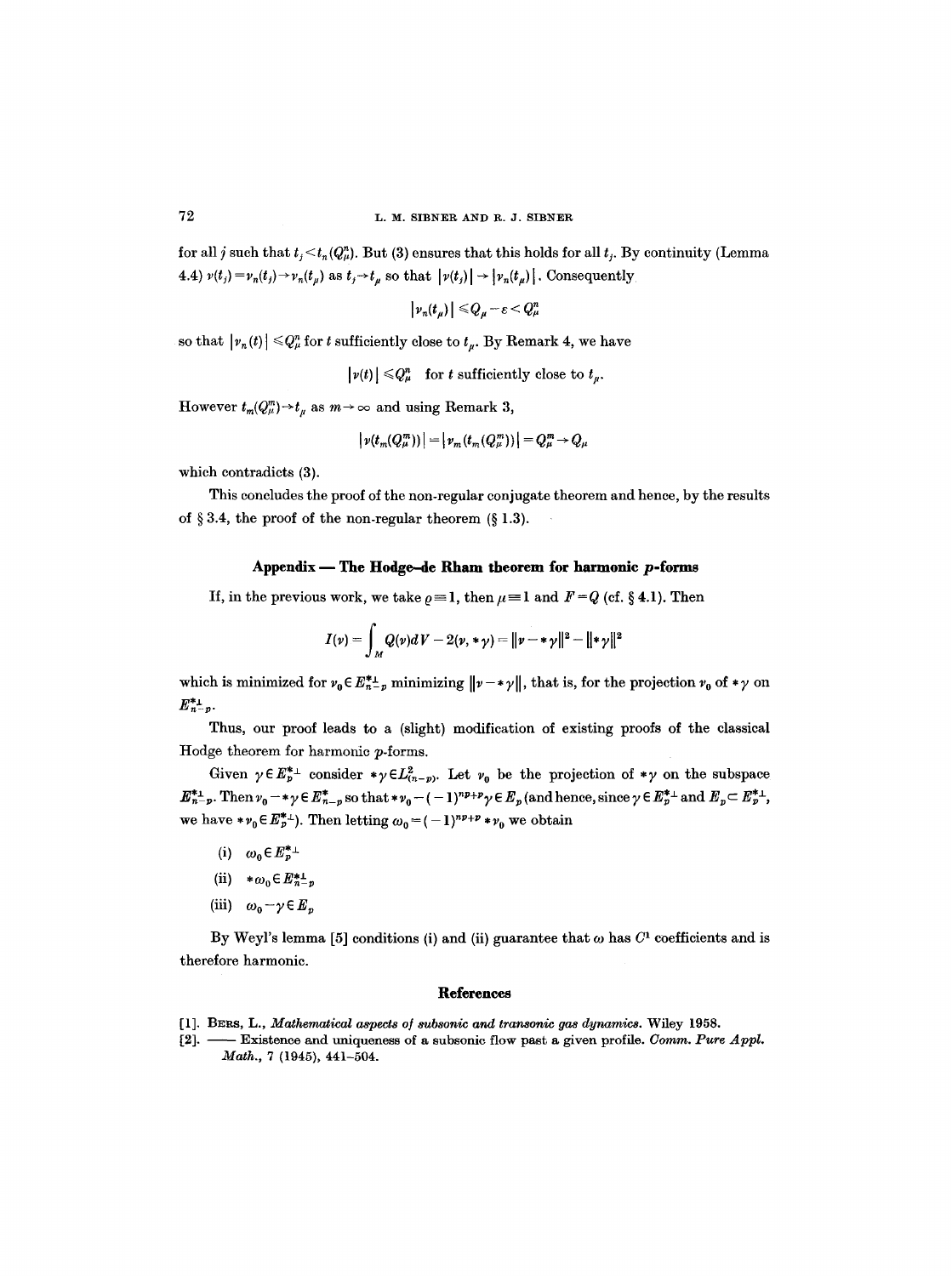for all $j$ such that $t_j < t_n(Q_\mu^n)$. But (3) ensures that this holds for all $t_j$. By continuity (Lemma 4.4) $\nu(t_j) = \nu_n(t_j) \to \nu_n(t_\mu)$ as $t_j \to t_\mu$ so that $|\nu(t_j)| \to |\nu_n(t_\mu)|$. Consequently

$$|\nu_n(t_\mu)| \leqslant Q_\mu - \varepsilon < Q_\mu^n$$

so that $|\nu_n(t)| \leqslant Q_\mu^n$ for $t$ sufficiently close to $t_\mu$. By Remark 4, we have

$$|\nu(t)| \leqslant Q_\mu^n \quad \text{for } t \text{ sufficiently close to } t_\mu.$$

However $t_m(Q_\mu^m) \to t_\mu$ as $m \to \infty$ and using Remark 3,

$$|\nu(t_m(Q_\mu^m))| = |\nu_m(t_m(Q_\mu^m))| = Q_\mu^m \to Q_\mu$$

which contradicts (3).

This concludes the proof of the non-regular conjugate theorem and hence, by the results of § 3.4, the proof of the non-regular theorem (§ 1.3).

## Appendix — The Hodge–de Rham theorem for harmonic $p$-forms

If, in the previous work, we take $\varrho \equiv 1$, then $\mu \equiv 1$ and $F = Q$ (cf. § 4.1). Then

$$I(\nu) = \int_M Q(\nu)dV - 2(\nu, *\gamma) = \|\nu - *\gamma\|^2 - \|*\gamma\|^2$$

which is minimized for $\nu_0 \in E_{n-p}^{*\perp}$ minimizing $\|\nu - *\gamma\|$, that is, for the projection $\nu_0$ of $*\gamma$ on $E_{n-p}^{*\perp}$.

Thus, our proof leads to a (slight) modification of existing proofs of the classical Hodge theorem for harmonic $p$-forms.

Given $\gamma \in E_p^{*\perp}$ consider $*\gamma \in L_{(n-p)}^2$. Let $\nu_0$ be the projection of $*\gamma$ on the subspace $E_{n-p}^{*\perp}$. Then $\nu_0 - *\gamma \in E_{n-p}^*$ so that $*\nu_0 - (-1)^{np+p}\gamma \in E_p$ (and hence, since $\gamma \in E_p^{*\perp}$ and $E_p \subset E_p^{*\perp}$, we have $*\nu_0 \in E_p^{*\perp}$). Then letting $\omega_0 = (-1)^{np+p} * \nu_0$ we obtain

(i) $\omega_0 \in E_p^{*\perp}$

(ii) $*\omega_0 \in E_{n-p}^{*\perp}$

(iii) $\omega_0 - \gamma \in E_p$

By Weyl's lemma [5] conditions (i) and (ii) guarantee that $\omega$ has $C^1$ coefficients and is therefore harmonic.

## References

[1]. Bers, L., *Mathematical aspects of subsonic and transonic gas dynamics*. Wiley 1958.

[2]. —— Existence and uniqueness of a subsonic flow past a given profile. *Comm. Pure Appl. Math.*, 7 (1945), 441–504.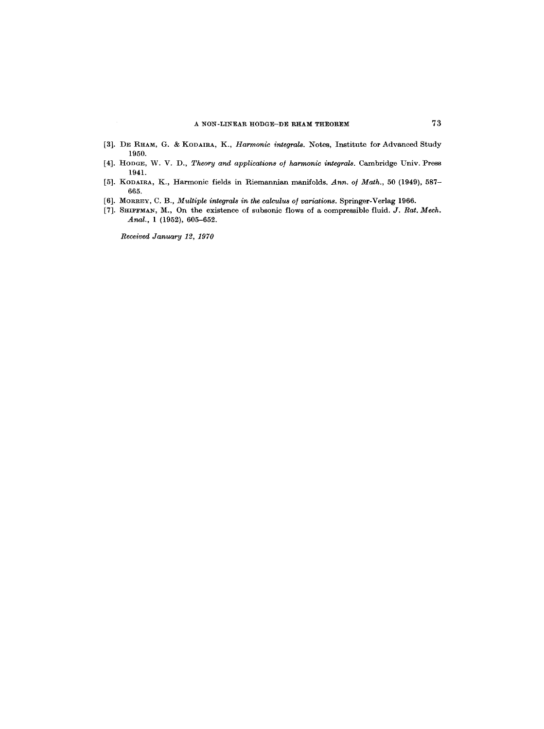[3]. De Rham, G. & Kodaira, K., *Harmonic integrals*. Notes, Institute for Advanced Study 1950.

[4]. Hodge, W. V. D., *Theory and applications of harmonic integrals*. Cambridge Univ. Press 1941.

[5]. Kodaira, K., Harmonic fields in Riemannian manifolds. *Ann. of Math.*, 50 (1949), 587–665.

[6]. Morrey, C. B., *Multiple integrals in the calculus of variations*. Springer-Verlag 1966.

[7]. Shiffman, M., On the existence of subsonic flows of a compressible fluid. *J. Rat. Mech. Anal.*, 1 (1952), 605–652.

*Received January 12, 1970*